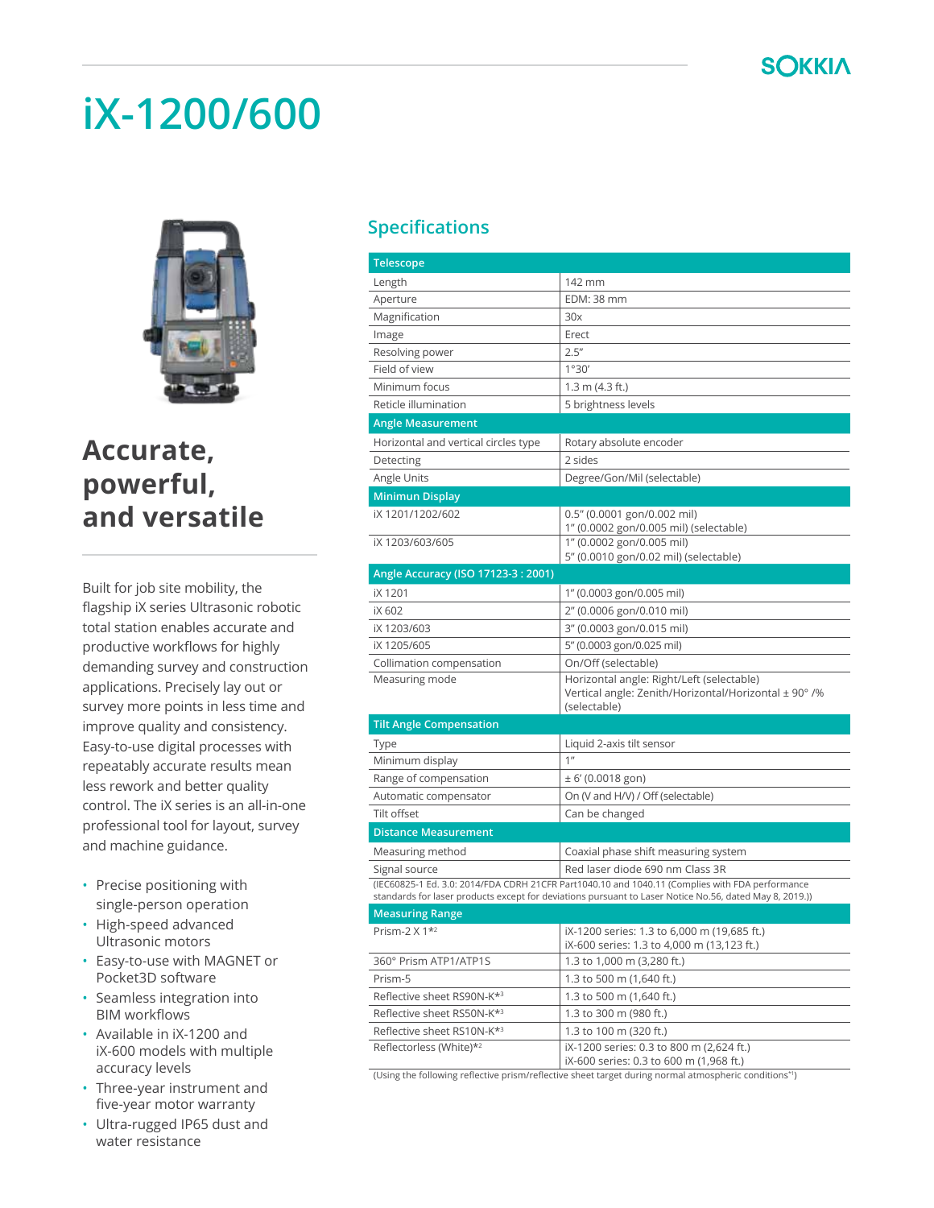# iX-1200/600

## Accurate, powerful, and versatile

Built for job site mobility, the flagship iX series Ultrasonic robotic total station enables accurate and productive workflows for highly demanding survey and construction applications. Precisely lay out or survey more points in less time and improve quality and consistency. Easy-to-use digital processes with repeatably accurate results mean less rework and better quality control. The iX series is an all-in-one professional tool for layout, survey and machine guidance.

- Precise positioning with single-person operation
- High-speed advanced Ultrasonic motors
- Easy-to-use with MAGNET or Pocket3D software
- Seamless integration into BIM workflows
- Available in iX-1200 and iX-600 models with multiple accuracy levels
- Three-year instrument and five-year motor warranty
- Ultra-rugged IP65 dust and water resistance

## Specifications

| Telescope | |
|---|---|
| Length | 142 mm |
| Aperture | EDM: 38 mm |
| Magnification | 30x |
| Image | Erect |
| Resolving power | 2.5″ |
| Field of view | 1°30′ |
| Minimum focus | 1.3 m (4.3 ft.) |
| Reticle illumination | 5 brightness levels |
| **Angle Measurement** | |
| Horizontal and vertical circles type | Rotary absolute encoder |
| Detecting | 2 sides |
| Angle Units | Degree/Gon/Mil (selectable) |
| **Minimun Display** | |
| iX 1201/1202/602 | 0.5″ (0.0001 gon/0.002 mil)<br>1″ (0.0002 gon/0.005 mil) (selectable) |
| iX 1203/603/605 | 1″ (0.0002 gon/0.005 mil)<br>5″ (0.0010 gon/0.02 mil) (selectable) |
| **Angle Accuracy (ISO 17123-3 : 2001)** | |
| iX 1201 | 1″ (0.0003 gon/0.005 mil) |
| iX 602 | 2″ (0.0006 gon/0.010 mil) |
| iX 1203/603 | 3″ (0.0003 gon/0.015 mil) |
| iX 1205/605 | 5″ (0.0003 gon/0.025 mil) |
| Collimation compensation | On/Off (selectable) |
| Measuring mode | Horizontal angle: Right/Left (selectable)<br>Vertical angle: Zenith/Horizontal/Horizontal ± 90° /% (selectable) |
| **Tilt Angle Compensation** | |
| Type | Liquid 2-axis tilt sensor |
| Minimum display | 1″ |
| Range of compensation | ± 6′ (0.0018 gon) |
| Automatic compensator | On (V and H/V) / Off (selectable) |
| Tilt offset | Can be changed |
| **Distance Measurement** | |
| Measuring method | Coaxial phase shift measuring system |
| Signal source | Red laser diode 690 nm Class 3R |
| (IEC60825-1 Ed. 3.0: 2014/FDA CDRH 21CFR Part1040.10 and 1040.11 (Complies with FDA performance standards for laser products except for deviations pursuant to Laser Notice No.56, dated May 8, 2019.)) | |
| **Measuring Range** | |
| Prism-2 X 1*[2] | iX-1200 series: 1.3 to 6,000 m (19,685 ft.)<br>iX-600 series: 1.3 to 4,000 m (13,123 ft.) |
| 360° Prism ATP1/ATP1S | 1.3 to 1,000 m (3,280 ft.) |
| Prism-5 | 1.3 to 500 m (1,640 ft.) |
| Reflective sheet RS90N-K*[3] | 1.3 to 500 m (1,640 ft.) |
| Reflective sheet RS50N-K*[3] | 1.3 to 300 m (980 ft.) |
| Reflective sheet RS10N-K*[3] | 1.3 to 100 m (320 ft.) |
| Reflectorless (White)*[2] | iX-1200 series: 0.3 to 800 m (2,624 ft.)<br>iX-600 series: 0.3 to 600 m (1,968 ft.) |

(Using the following reflective prism/reflective sheet target during normal atmospheric conditions*[1])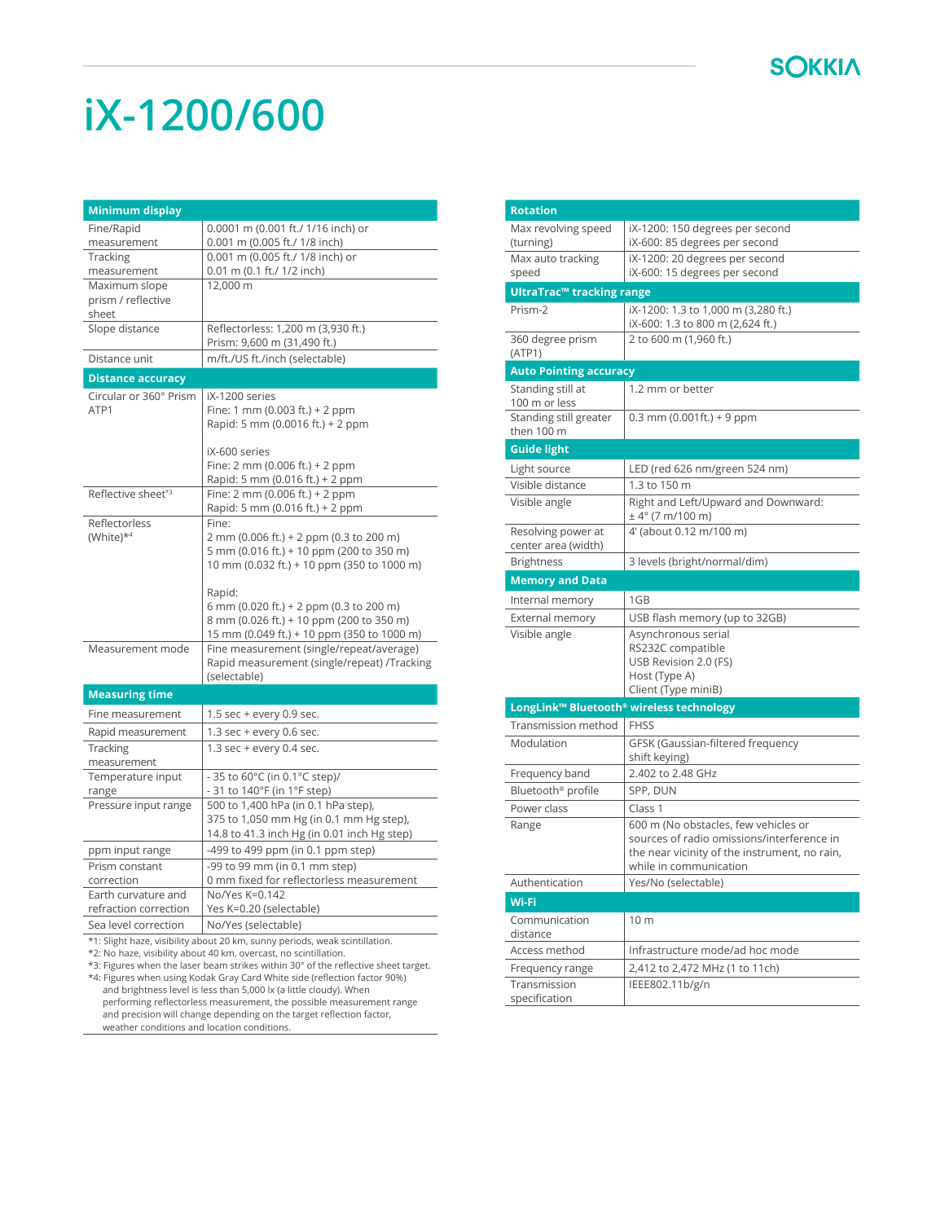# iX-1200/600

| Minimum display | |
|---|---|
| Fine/Rapid measurement | 0.0001 m (0.001 ft./ 1/16 inch) or 0.001 m (0.005 ft./ 1/8 inch) |
| Tracking measurement | 0.001 m (0.005 ft./ 1/8 inch) or 0.01 m (0.1 ft./ 1/2 inch) |
| Maximum slope prism / reflective sheet | 12,000 m |
| Slope distance | Reflectorless: 1,200 m (3,930 ft.)<br>Prism: 9,600 m (31,490 ft.) |
| Distance unit | m/ft./US ft./inch (selectable) |
| **Distance accuracy** | |
| Circular or 360° Prism ATP1 | iX-1200 series<br>Fine: 1 mm (0.003 ft.) + 2 ppm<br>Rapid: 5 mm (0.0016 ft.) + 2 ppm<br><br>iX-600 series<br>Fine: 2 mm (0.006 ft.) + 2 ppm<br>Rapid: 5 mm (0.016 ft.) + 2 ppm |
| Reflective sheet*3 | Fine: 2 mm (0.006 ft.) + 2 ppm<br>Rapid: 5 mm (0.016 ft.) + 2 ppm |
| Reflectorless (White)*4 | Fine:<br>2 mm (0.006 ft.) + 2 ppm (0.3 to 200 m)<br>5 mm (0.016 ft.) + 10 ppm (200 to 350 m)<br>10 mm (0.032 ft.) + 10 ppm (350 to 1000 m)<br><br>Rapid:<br>6 mm (0.020 ft.) + 2 ppm (0.3 to 200 m)<br>8 mm (0.026 ft.) + 10 ppm (200 to 350 m)<br>15 mm (0.049 ft.) + 10 ppm (350 to 1000 m) |
| Measurement mode | Fine measurement (single/repeat/average)<br>Rapid measurement (single/repeat) /Tracking (selectable) |
| **Measuring time** | |
| Fine measurement | 1.5 sec + every 0.9 sec. |
| Rapid measurement | 1.3 sec + every 0.6 sec. |
| Tracking measurement | 1.3 sec + every 0.4 sec. |
| Temperature input range | - 35 to 60°C (in 0.1°C step)/<br>- 31 to 140°F (in 1°F step) |
| Pressure input range | 500 to 1,400 hPa (in 0.1 hPa step),<br>375 to 1,050 mm Hg (in 0.1 mm Hg step),<br>14.8 to 41.3 inch Hg (in 0.01 inch Hg step) |
| ppm input range | -499 to 499 ppm (in 0.1 ppm step) |
| Prism constant correction | -99 to 99 mm (in 0.1 mm step)<br>0 mm fixed for reflectorless measurement |
| Earth curvature and refraction correction | No/Yes K=0.142<br>Yes K=0.20 (selectable) |
| Sea level correction | No/Yes (selectable) |

*1: Slight haze, visibility about 20 km, sunny periods, weak scintillation.
*2: No haze, visibility about 40 km, overcast, no scintillation.
*3: Figures when the laser beam strikes within 30° of the reflective sheet target.
*4: Figures when using Kodak Gray Card White side (reflection factor 90%) and brightness level is less than 5,000 lx (a little cloudy). When performing reflectorless measurement, the possible measurement range and precision will change depending on the target reflection factor, weather conditions and location conditions.

| Rotation | |
|---|---|
| Max revolving speed (turning) | iX-1200: 150 degrees per second<br>iX-600: 85 degrees per second |
| Max auto tracking speed | iX-1200: 20 degrees per second<br>iX-600: 15 degrees per second |
| **UltraTrac™ tracking range** | |
| Prism-2 | iX-1200: 1.3 to 1,000 m (3,280 ft.)<br>iX-600: 1.3 to 800 m (2,624 ft.) |
| 360 degree prism (ATP1) | 2 to 600 m (1,960 ft.) |
| **Auto Pointing accuracy** | |
| Standing still at 100 m or less | 1.2 mm or better |
| Standing still greater then 100 m | 0.3 mm (0.001ft.) + 9 ppm |
| **Guide light** | |
| Light source | LED (red 626 nm/green 524 nm) |
| Visible distance | 1.3 to 150 m |
| Visible angle | Right and Left/Upward and Downward: ± 4° (7 m/100 m) |
| Resolving power at center area (width) | 4' (about 0.12 m/100 m) |
| Brightness | 3 levels (bright/normal/dim) |
| **Memory and Data** | |
| Internal memory | 1GB |
| External memory | USB flash memory (up to 32GB) |
| Visible angle | Asynchronous serial<br>RS232C compatible<br>USB Revision 2.0 (FS)<br>Host (Type A)<br>Client (Type miniB) |
| **LongLink™ Bluetooth® wireless technology** | |
| Transmission method | FHSS |
| Modulation | GFSK (Gaussian-filtered frequency shift keying) |
| Frequency band | 2.402 to 2.48 GHz |
| Bluetooth® profile | SPP, DUN |
| Power class | Class 1 |
| Range | 600 m (No obstacles, few vehicles or sources of radio omissions/interference in the near vicinity of the instrument, no rain, while in communication |
| Authentication | Yes/No (selectable) |
| **Wi-Fi** | |
| Communication distance | 10 m |
| Access method | Infrastructure mode/ad hoc mode |
| Frequency range | 2,412 to 2,472 MHz (1 to 11ch) |
| Transmission specification | IEEE802.11b/g/n |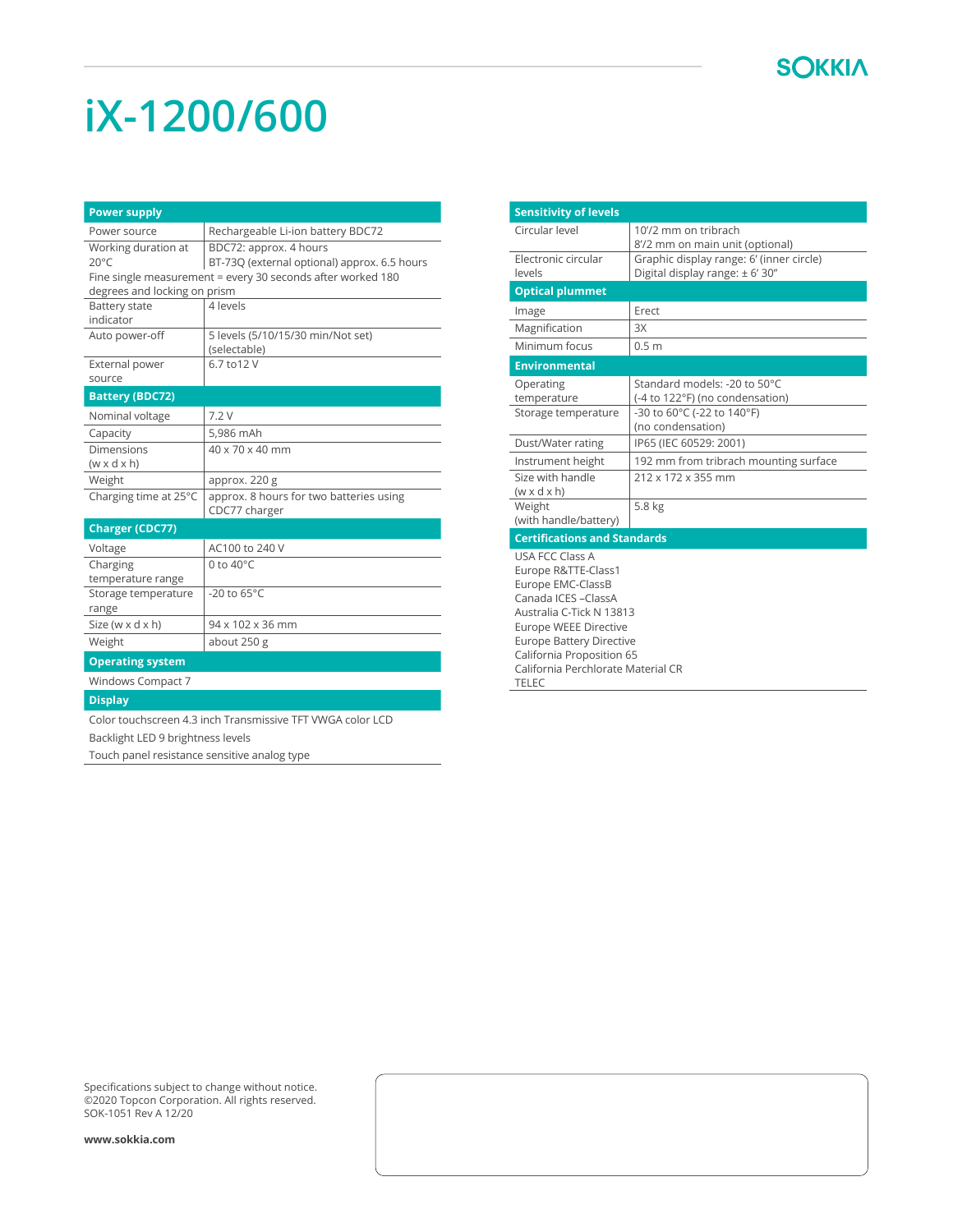# iX-1200/600

| Power supply | |
|---|---|
| Power source | Rechargeable Li-ion battery BDC72 |
| Working duration at 20°C | BDC72: approx. 4 hours<br>BT-73Q (external optional) approx. 6.5 hours |
| Fine single measurement = every 30 seconds after worked 180 degrees and locking on prism | |
| Battery state indicator | 4 levels |
| Auto power-off | 5 levels (5/10/15/30 min/Not set) (selectable) |
| External power source | 6.7 to12 V |

| Battery (BDC72) | |
|---|---|
| Nominal voltage | 7.2 V |
| Capacity | 5,986 mAh |
| Dimensions (w x d x h) | 40 x 70 x 40 mm |
| Weight | approx. 220 g |
| Charging time at 25°C | approx. 8 hours for two batteries using CDC77 charger |

| Charger (CDC77) | |
|---|---|
| Voltage | AC100 to 240 V |
| Charging temperature range | 0 to 40°C |
| Storage temperature range | -20 to 65°C |
| Size (w x d x h) | 94 x 102 x 36 mm |
| Weight | about 250 g |

**Operating system**

Windows Compact 7

**Display**

Color touchscreen 4.3 inch Transmissive TFT VWGA color LCD

Backlight LED 9 brightness levels

Touch panel resistance sensitive analog type

| Sensitivity of levels | |
|---|---|
| Circular level | 10′/2 mm on tribrach<br>8′/2 mm on main unit (optional) |
| Electronic circular levels | Graphic display range: 6′ (inner circle)<br>Digital display range: ± 6′ 30″ |

| Optical plummet | |
|---|---|
| Image | Erect |
| Magnification | 3X |
| Minimum focus | 0.5 m |

| Environmental | |
|---|---|
| Operating temperature | Standard models: -20 to 50°C (-4 to 122°F) (no condensation) |
| Storage temperature | -30 to 60°C (-22 to 140°F) (no condensation) |
| Dust/Water rating | IP65 (IEC 60529: 2001) |
| Instrument height | 192 mm from tribrach mounting surface |
| Size with handle (w x d x h) | 212 x 172 x 355 mm |
| Weight (with handle/battery) | 5.8 kg |

**Certifications and Standards**

USA FCC Class A
Europe R&TTE-Class1
Europe EMC-ClassB
Canada ICES –ClassA
Australia C-Tick N 13813
Europe WEEE Directive
Europe Battery Directive
California Proposition 65
California Perchlorate Material CR
TELEC

Specifications subject to change without notice.
©2020 Topcon Corporation. All rights reserved.
SOK-1051 Rev A 12/20

**www.sokkia.com**